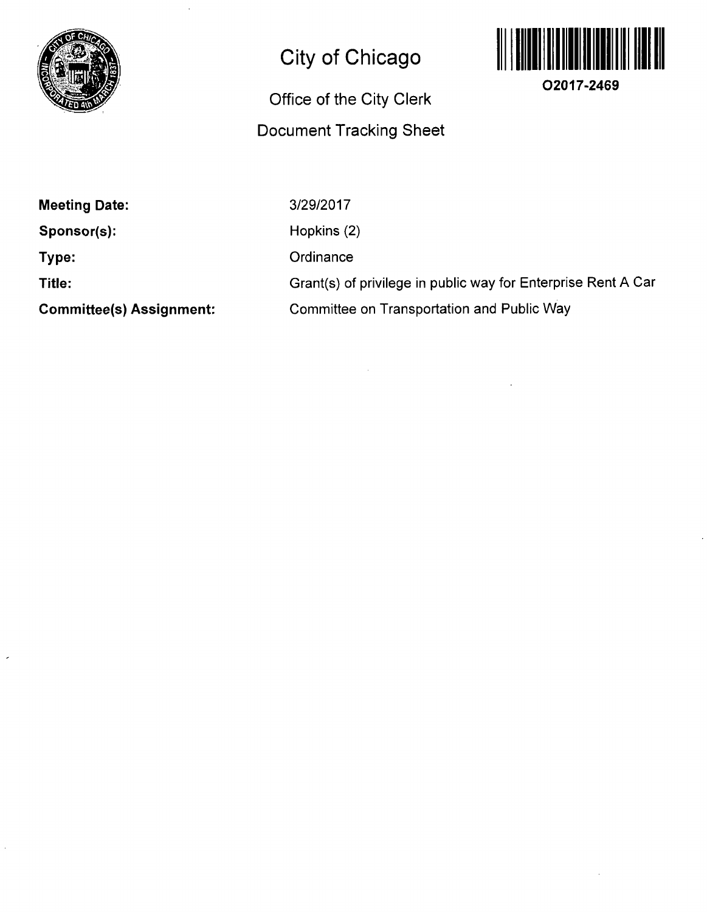# City of Chicago

O2017-2469

## Office of the City Clerk

## Document Tracking Sheet

| | |
|---|---|
| **Meeting Date:** | 3/29/2017 |
| **Sponsor(s):** | Hopkins (2) |
| **Type:** | Ordinance |
| **Title:** | Grant(s) of privilege in public way for Enterprise Rent A Car |
| **Committee(s) Assignment:** | Committee on Transportation and Public Way |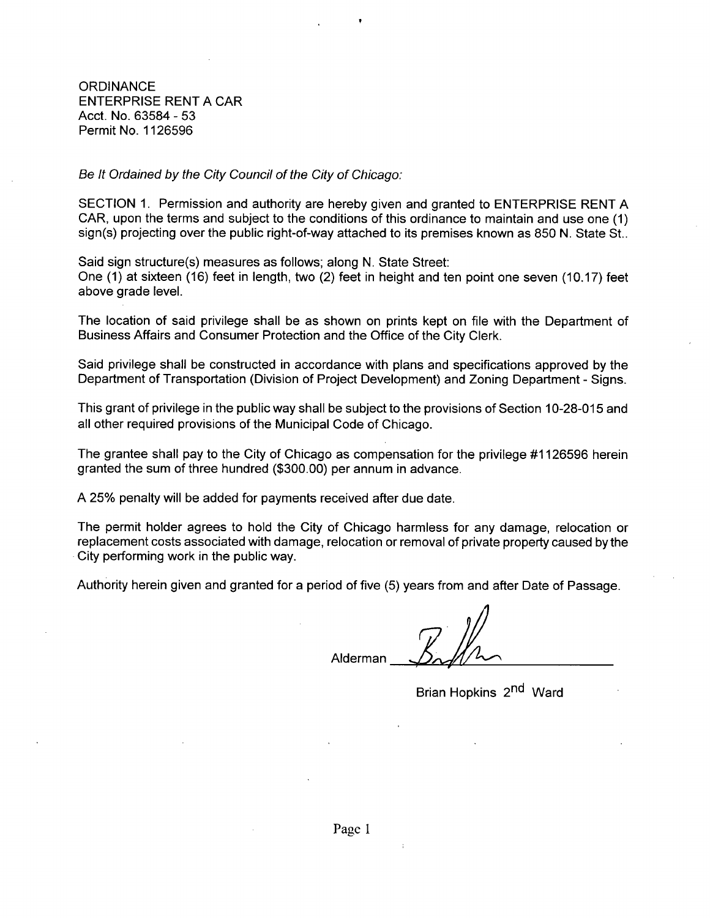ORDINANCE
ENTERPRISE RENT A CAR
Acct. No. 63584 - 53
Permit No. 1126596

*Be It Ordained by the City Council of the City of Chicago:*

SECTION 1. Permission and authority are hereby given and granted to ENTERPRISE RENT A CAR, upon the terms and subject to the conditions of this ordinance to maintain and use one (1) sign(s) projecting over the public right-of-way attached to its premises known as 850 N. State St..

Said sign structure(s) measures as follows; along N. State Street:
One (1) at sixteen (16) feet in length, two (2) feet in height and ten point one seven (10.17) feet above grade level.

The location of said privilege shall be as shown on prints kept on file with the Department of Business Affairs and Consumer Protection and the Office of the City Clerk.

Said privilege shall be constructed in accordance with plans and specifications approved by the Department of Transportation (Division of Project Development) and Zoning Department - Signs.

This grant of privilege in the public way shall be subject to the provisions of Section 10-28-015 and all other required provisions of the Municipal Code of Chicago.

The grantee shall pay to the City of Chicago as compensation for the privilege #1126596 herein granted the sum of three hundred ($300.00) per annum in advance.

A 25% penalty will be added for payments received after due date.

The permit holder agrees to hold the City of Chicago harmless for any damage, relocation or replacement costs associated with damage, relocation or removal of private property caused by the City performing work in the public way.

Authority herein given and granted for a period of five (5) years from and after Date of Passage.

Alderman ______________________

Brian Hopkins 2nd Ward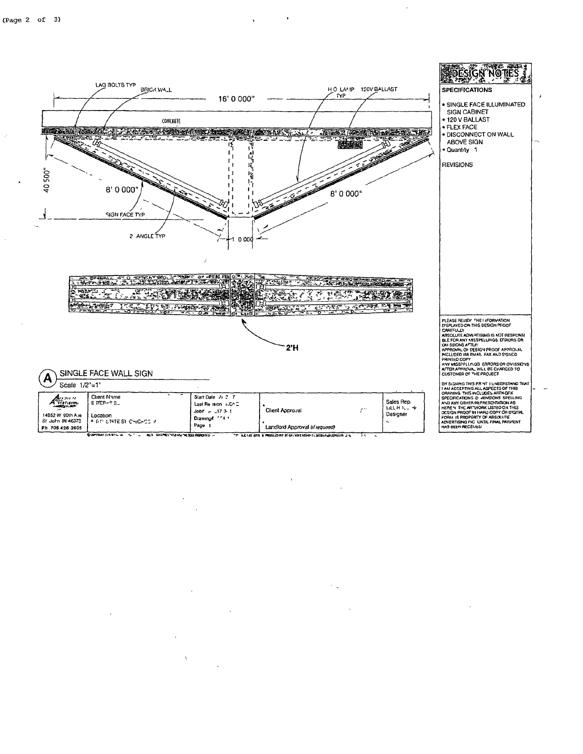## DESIGN NOTES

### SPECIFICATIONS

- SINGLE FACE ILLUMINATED SIGN CABINET
- 120 V BALLAST
- FLEX FACE
- DISCONNECT ON WALL ABOVE SIGN
- Quantity 1

### REVISIONS

LAG BOLTS TYP

BRICK WALL

16' 0 000"

H.O. LAMP TYP

120V BALLAST

CONCRETE

40 500"

8' 0 000"

8' 0 000"

SIGN FACE TYP

2 ANGLE TYP

1 000

2'H

## (A) SINGLE FACE WALL SIGN

Scale 1/2"=1'

| 14052 W 90th Ave St John IN 46373 Ph 708 426 3905 | Client Name: E TTER- S | Start Date; Last Revision; Job#; Drawing#; Page 1 | Client Approval / Landlord Approval (if required) | Sales Rep; Designer |
|---|---|---|---|---|
| | Location: STATE ST CHICAGO IL | | | |

PLEASE REVIEW THE INFORMATION DISPLAYED ON THIS DESIGN PROOF CAREFULLY. ABSOLUTE ADVERTISING IS NOT RESPONSIBLE FOR ANY MISSPELLINGS, ERRORS OR OMISSIONS AFTER APPROVAL OF DESIGN PROOF APPROVAL INCLUDED VIA EMAIL, FAX AND SIGNED PRINTED COPY. ANY MISSPELLINGS, ERRORS OR OMISSIONS AFTER APPROVAL WILL BE CHARGED TO CUSTOMER OF THE PROJECT.

BY SIGNING THIS PRINT I UNDERSTAND THAT I AM ACCEPTING ALL ASPECTS OF THIS DRAWING. THIS INCLUDES ARTWORK SPECIFICATIONS, DIMENSIONS, SPELLING AND ANY OTHER REPRESENTATION AS HEREIN. THE ARTWORK LISTED ON THIS DESIGN PROOF IN HARD COPY OR DIGITAL FORM IS PROPERTY OF ABSOLUTE ADVERTISING INC UNTIL FINAL PAYMENT HAS BEEN RECEIVED.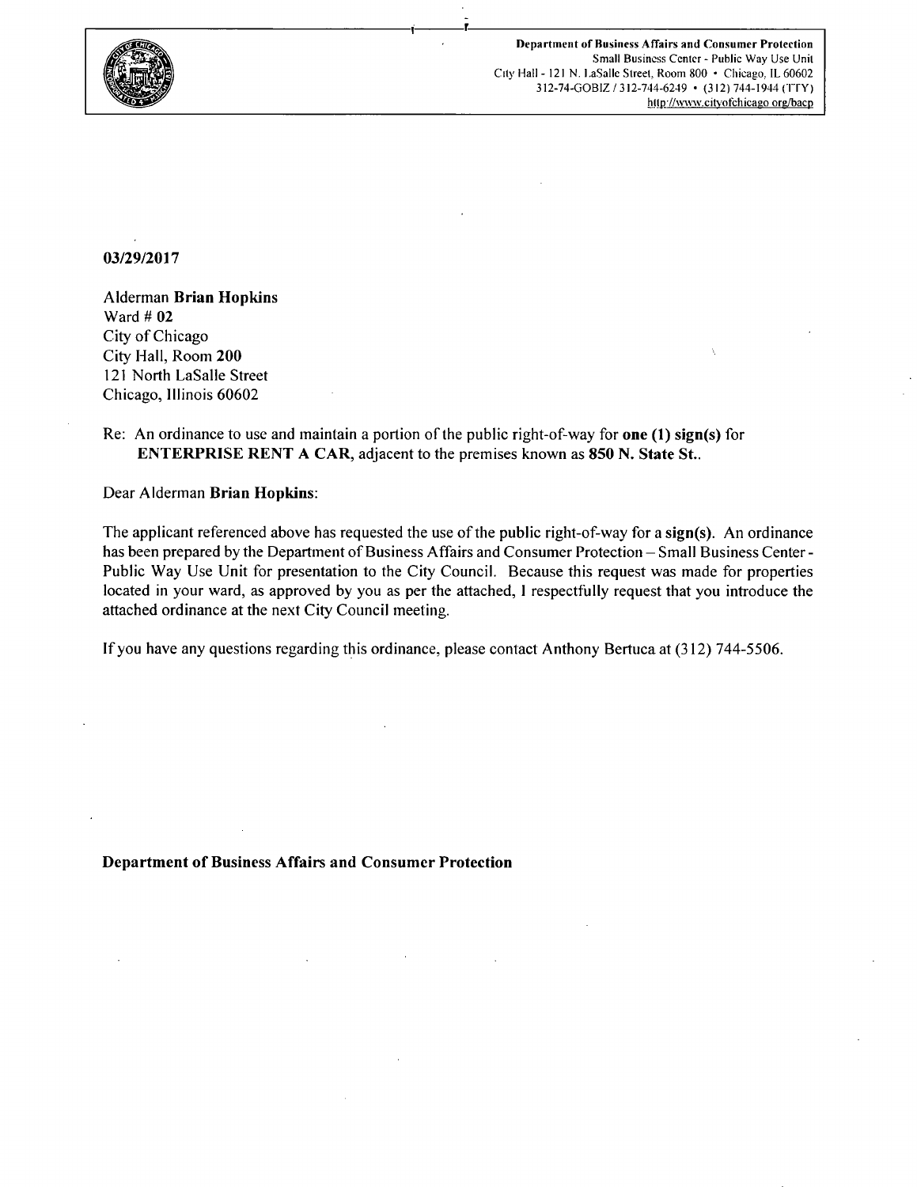**Department of Business Affairs and Consumer Protection**
Small Business Center - Public Way Use Unit
City Hall - 121 N. LaSalle Street, Room 800 • Chicago, IL 60602
312-74-GOBIZ / 312-744-6249 • (312) 744-1944 (TTY)
http://www.cityofchicago.org/bacp

**03/29/2017**

Alderman **Brian Hopkins**
Ward # **02**
City of Chicago
City Hall, Room **200**
121 North LaSalle Street
Chicago, Illinois 60602

Re: An ordinance to use and maintain a portion of the public right-of-way for **one (1) sign(s)** for **ENTERPRISE RENT A CAR**, adjacent to the premises known as **850 N. State St.**.

Dear Alderman **Brian Hopkins**:

The applicant referenced above has requested the use of the public right-of-way for a **sign(s)**. An ordinance has been prepared by the Department of Business Affairs and Consumer Protection – Small Business Center - Public Way Use Unit for presentation to the City Council. Because this request was made for properties located in your ward, as approved by you as per the attached, I respectfully request that you introduce the attached ordinance at the next City Council meeting.

If you have any questions regarding this ordinance, please contact Anthony Bertuca at (312) 744-5506.

**Department of Business Affairs and Consumer Protection**